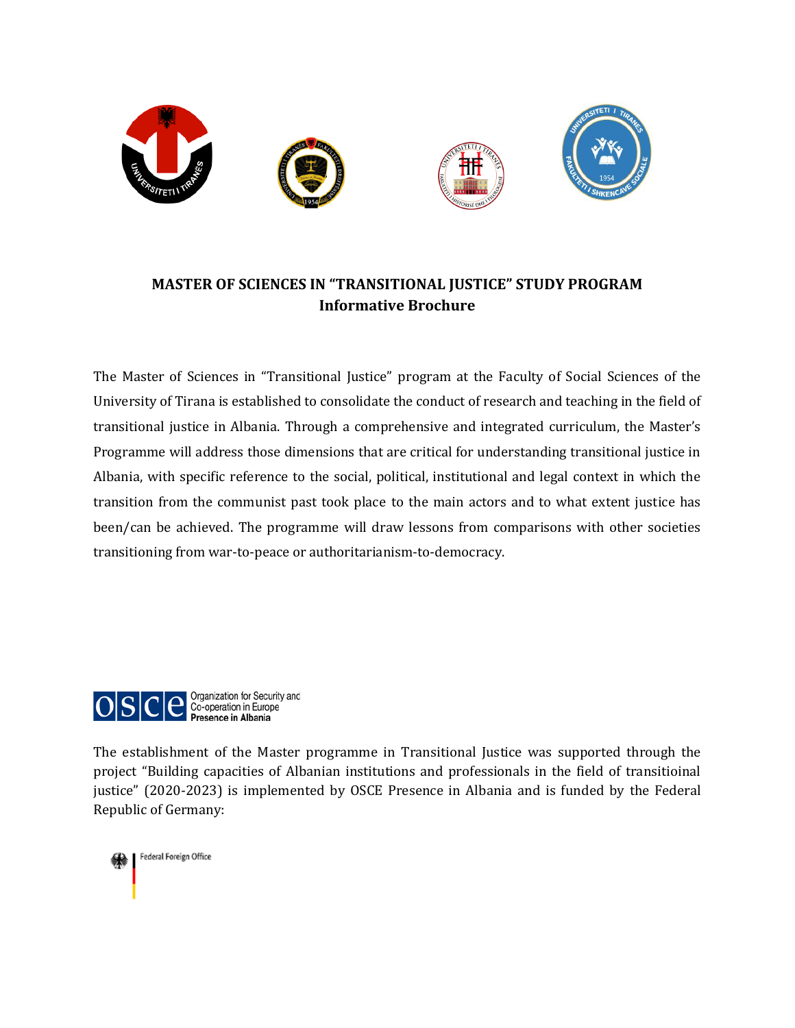**MASTER OF SCIENCES IN “TRANSITIONAL JUSTICE” STUDY PROGRAM**
**Informative Brochure**

The Master of Sciences in “Transitional Justice” program at the Faculty of Social Sciences of the University of Tirana is established to consolidate the conduct of research and teaching in the field of transitional justice in Albania. Through a comprehensive and integrated curriculum, the Master’s Programme will address those dimensions that are critical for understanding transitional justice in Albania, with specific reference to the social, political, institutional and legal context in which the transition from the communist past took place to the main actors and to what extent justice has been/can be achieved. The programme will draw lessons from comparisons with other societies transitioning from war-to-peace or authoritarianism-to-democracy.

OSCE Organization for Security and Co-operation in Europe **Presence in Albania**

The establishment of the Master programme in Transitional Justice was supported through the project “Building capacities of Albanian institutions and professionals in the field of transitioinal justice” (2020-2023) is implemented by OSCE Presence in Albania and is funded by the Federal Republic of Germany:

Federal Foreign Office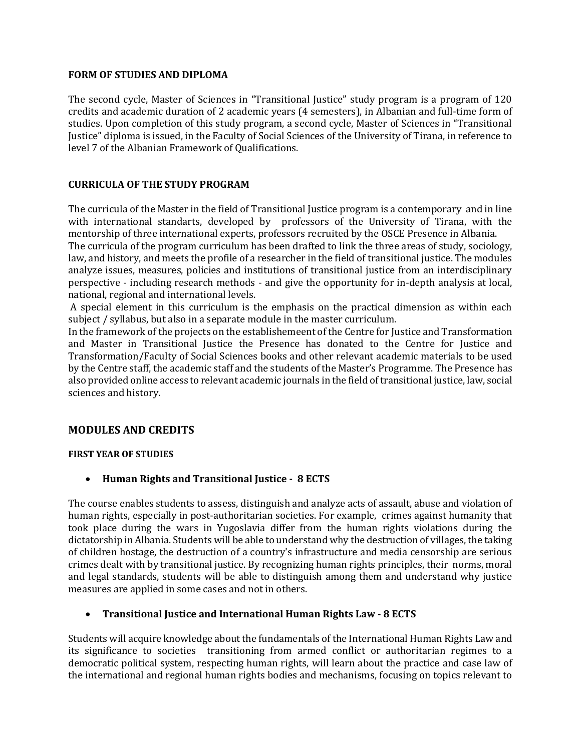**FORM OF STUDIES AND DIPLOMA**

The second cycle, Master of Sciences in "Transitional Justice" study program is a program of 120 credits and academic duration of 2 academic years (4 semesters), in Albanian and full-time form of studies. Upon completion of this study program, a second cycle, Master of Sciences in "Transitional Justice" diploma is issued, in the Faculty of Social Sciences of the University of Tirana, in reference to level 7 of the Albanian Framework of Qualifications.

**CURRICULA OF THE STUDY PROGRAM**

The curricula of the Master in the field of Transitional Justice program is a contemporary and in line with international standarts, developed by professors of the University of Tirana, with the mentorship of three international experts, professors recruited by the OSCE Presence in Albania.

The curricula of the program curriculum has been drafted to link the three areas of study, sociology, law, and history, and meets the profile of a researcher in the field of transitional justice. The modules analyze issues, measures, policies and institutions of transitional justice from an interdisciplinary perspective - including research methods - and give the opportunity for in-depth analysis at local, national, regional and international levels.

A special element in this curriculum is the emphasis on the practical dimension as within each subject / syllabus, but also in a separate module in the master curriculum.

In the framework of the projects on the establishemeent of the Centre for Justice and Transformation and Master in Transitional Justice the Presence has donated to the Centre for Justice and Transformation/Faculty of Social Sciences books and other relevant academic materials to be used by the Centre staff, the academic staff and the students of the Master's Programme. The Presence has also provided online access to relevant academic journals in the field of transitional justice, law, social sciences and history.

## MODULES AND CREDITS

**FIRST YEAR OF STUDIES**

- **Human Rights and Transitional Justice - 8 ECTS**

The course enables students to assess, distinguish and analyze acts of assault, abuse and violation of human rights, especially in post-authoritarian societies. For example, crimes against humanity that took place during the wars in Yugoslavia differ from the human rights violations during the dictatorship in Albania. Students will be able to understand why the destruction of villages, the taking of children hostage, the destruction of a country's infrastructure and media censorship are serious crimes dealt with by transitional justice. By recognizing human rights principles, their norms, moral and legal standards, students will be able to distinguish among them and understand why justice measures are applied in some cases and not in others.

- **Transitional Justice and International Human Rights Law - 8 ECTS**

Students will acquire knowledge about the fundamentals of the International Human Rights Law and its significance to societies transitioning from armed conflict or authoritarian regimes to a democratic political system, respecting human rights, will learn about the practice and case law of the international and regional human rights bodies and mechanisms, focusing on topics relevant to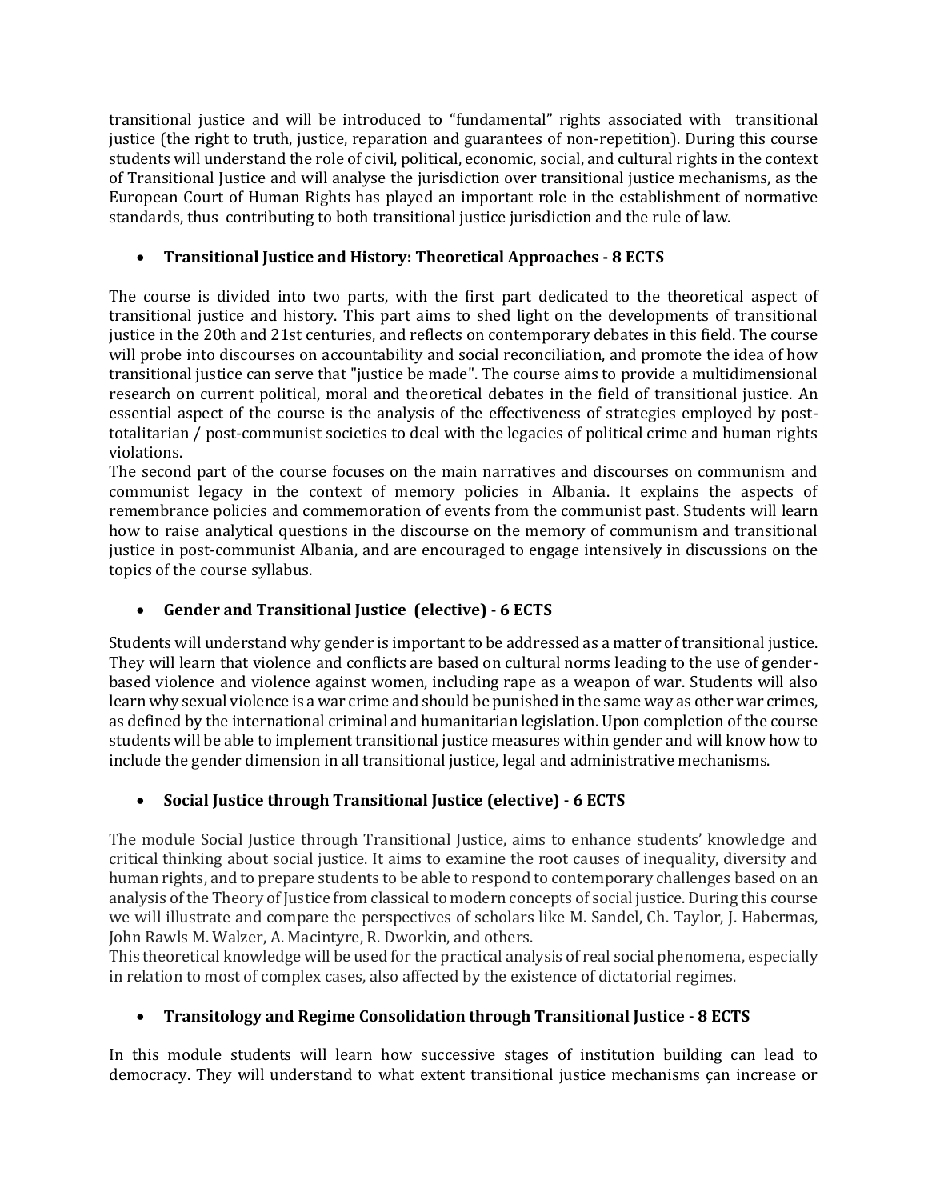transitional justice and will be introduced to "fundamental" rights associated with transitional justice (the right to truth, justice, reparation and guarantees of non-repetition). During this course students will understand the role of civil, political, economic, social, and cultural rights in the context of Transitional Justice and will analyse the jurisdiction over transitional justice mechanisms, as the European Court of Human Rights has played an important role in the establishment of normative standards, thus contributing to both transitional justice jurisdiction and the rule of law.

- **Transitional Justice and History: Theoretical Approaches - 8 ECTS**

The course is divided into two parts, with the first part dedicated to the theoretical aspect of transitional justice and history. This part aims to shed light on the developments of transitional justice in the 20th and 21st centuries, and reflects on contemporary debates in this field. The course will probe into discourses on accountability and social reconciliation, and promote the idea of how transitional justice can serve that "justice be made". The course aims to provide a multidimensional research on current political, moral and theoretical debates in the field of transitional justice. An essential aspect of the course is the analysis of the effectiveness of strategies employed by post-totalitarian / post-communist societies to deal with the legacies of political crime and human rights violations.

The second part of the course focuses on the main narratives and discourses on communism and communist legacy in the context of memory policies in Albania. It explains the aspects of remembrance policies and commemoration of events from the communist past. Students will learn how to raise analytical questions in the discourse on the memory of communism and transitional justice in post-communist Albania, and are encouraged to engage intensively in discussions on the topics of the course syllabus.

- **Gender and Transitional Justice (elective) - 6 ECTS**

Students will understand why gender is important to be addressed as a matter of transitional justice. They will learn that violence and conflicts are based on cultural norms leading to the use of gender-based violence and violence against women, including rape as a weapon of war. Students will also learn why sexual violence is a war crime and should be punished in the same way as other war crimes, as defined by the international criminal and humanitarian legislation. Upon completion of the course students will be able to implement transitional justice measures within gender and will know how to include the gender dimension in all transitional justice, legal and administrative mechanisms.

- **Social Justice through Transitional Justice (elective) - 6 ECTS**

The module Social Justice through Transitional Justice, aims to enhance students' knowledge and critical thinking about social justice. It aims to examine the root causes of inequality, diversity and human rights, and to prepare students to be able to respond to contemporary challenges based on an analysis of the Theory of Justice from classical to modern concepts of social justice. During this course we will illustrate and compare the perspectives of scholars like M. Sandel, Ch. Taylor, J. Habermas, John Rawls M. Walzer, A. Macintyre, R. Dworkin, and others.

This theoretical knowledge will be used for the practical analysis of real social phenomena, especially in relation to most of complex cases, also affected by the existence of dictatorial regimes.

- **Transitology and Regime Consolidation through Transitional Justice - 8 ECTS**

In this module students will learn how successive stages of institution building can lead to democracy. They will understand to what extent transitional justice mechanisms çan increase or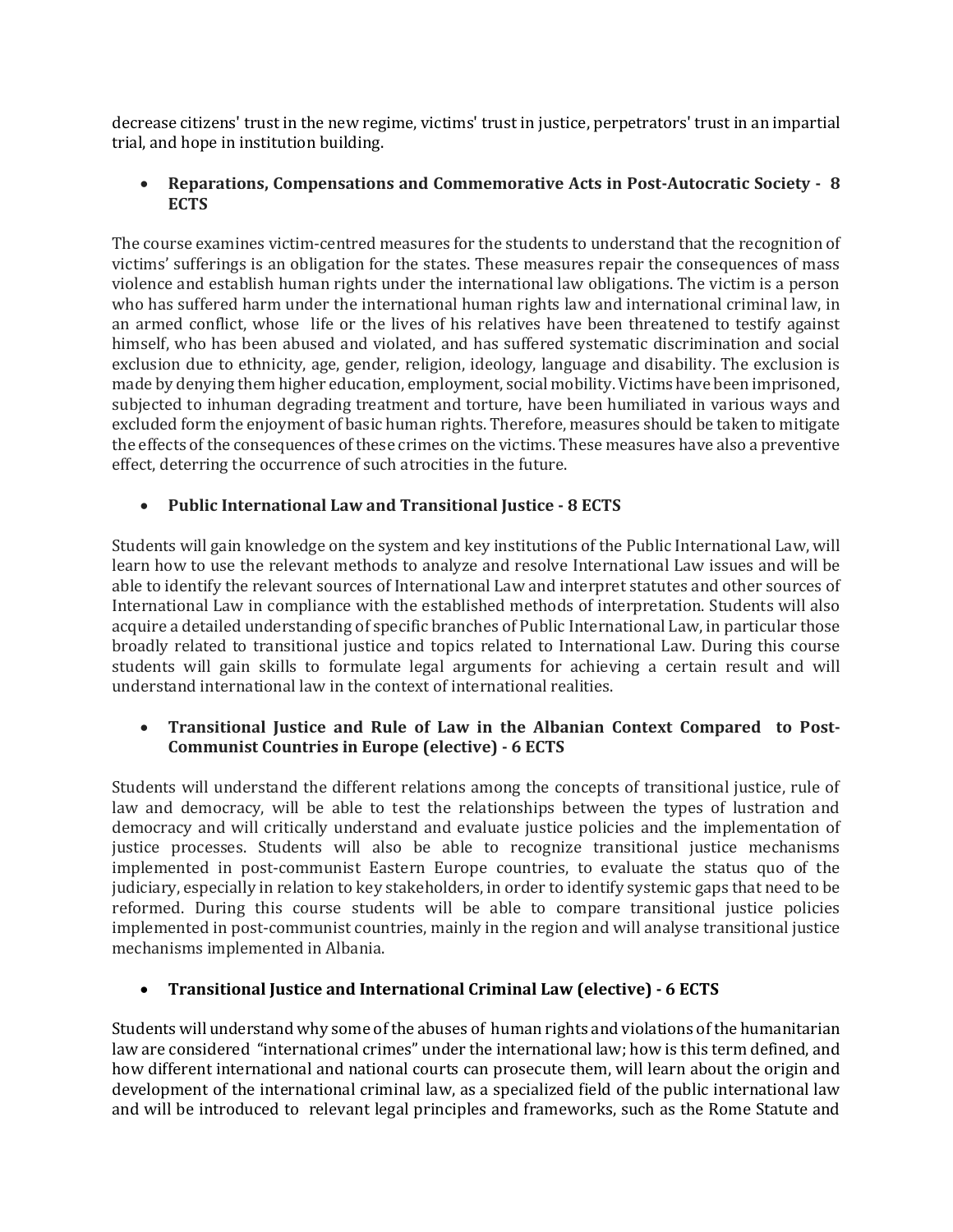decrease citizens' trust in the new regime, victims' trust in justice, perpetrators' trust in an impartial trial, and hope in institution building.

- **Reparations, Compensations and Commemorative Acts in Post-Autocratic Society - 8 ECTS**

The course examines victim-centred measures for the students to understand that the recognition of victims' sufferings is an obligation for the states. These measures repair the consequences of mass violence and establish human rights under the international law obligations. The victim is a person who has suffered harm under the international human rights law and international criminal law, in an armed conflict, whose life or the lives of his relatives have been threatened to testify against himself, who has been abused and violated, and has suffered systematic discrimination and social exclusion due to ethnicity, age, gender, religion, ideology, language and disability. The exclusion is made by denying them higher education, employment, social mobility. Victims have been imprisoned, subjected to inhuman degrading treatment and torture, have been humiliated in various ways and excluded form the enjoyment of basic human rights. Therefore, measures should be taken to mitigate the effects of the consequences of these crimes on the victims. These measures have also a preventive effect, deterring the occurrence of such atrocities in the future.

- **Public International Law and Transitional Justice - 8 ECTS**

Students will gain knowledge on the system and key institutions of the Public International Law, will learn how to use the relevant methods to analyze and resolve International Law issues and will be able to identify the relevant sources of International Law and interpret statutes and other sources of International Law in compliance with the established methods of interpretation. Students will also acquire a detailed understanding of specific branches of Public International Law, in particular those broadly related to transitional justice and topics related to International Law. During this course students will gain skills to formulate legal arguments for achieving a certain result and will understand international law in the context of international realities.

- **Transitional Justice and Rule of Law in the Albanian Context Compared to Post-Communist Countries in Europe (elective) - 6 ECTS**

Students will understand the different relations among the concepts of transitional justice, rule of law and democracy, will be able to test the relationships between the types of lustration and democracy and will critically understand and evaluate justice policies and the implementation of justice processes. Students will also be able to recognize transitional justice mechanisms implemented in post-communist Eastern Europe countries, to evaluate the status quo of the judiciary, especially in relation to key stakeholders, in order to identify systemic gaps that need to be reformed. During this course students will be able to compare transitional justice policies implemented in post-communist countries, mainly in the region and will analyse transitional justice mechanisms implemented in Albania.

- **Transitional Justice and International Criminal Law (elective) - 6 ECTS**

Students will understand why some of the abuses of human rights and violations of the humanitarian law are considered "international crimes" under the international law; how is this term defined, and how different international and national courts can prosecute them, will learn about the origin and development of the international criminal law, as a specialized field of the public international law and will be introduced to relevant legal principles and frameworks, such as the Rome Statute and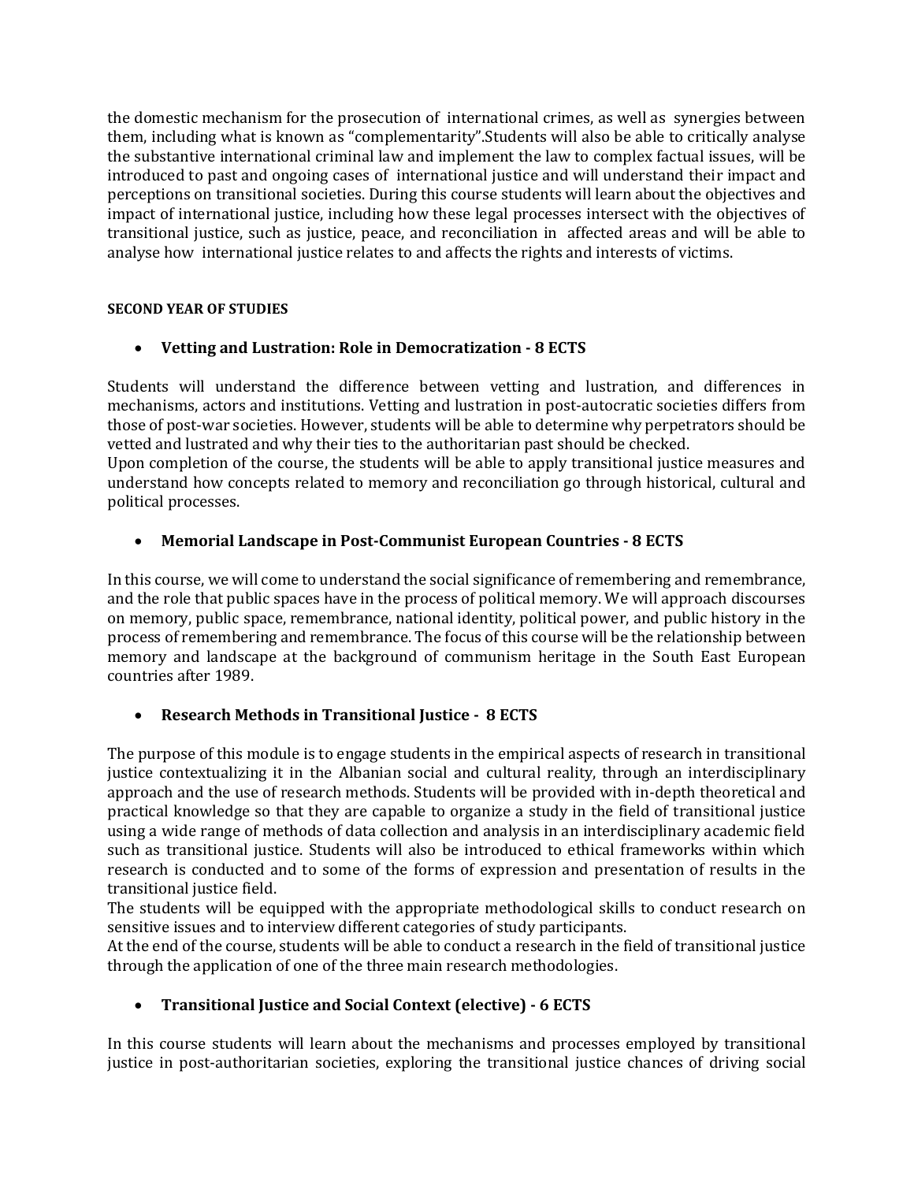the domestic mechanism for the prosecution of international crimes, as well as synergies between them, including what is known as "complementarity".Students will also be able to critically analyse the substantive international criminal law and implement the law to complex factual issues, will be introduced to past and ongoing cases of international justice and will understand their impact and perceptions on transitional societies. During this course students will learn about the objectives and impact of international justice, including how these legal processes intersect with the objectives of transitional justice, such as justice, peace, and reconciliation in affected areas and will be able to analyse how international justice relates to and affects the rights and interests of victims.

**SECOND YEAR OF STUDIES**

- **Vetting and Lustration: Role in Democratization - 8 ECTS**

Students will understand the difference between vetting and lustration, and differences in mechanisms, actors and institutions. Vetting and lustration in post-autocratic societies differs from those of post-war societies. However, students will be able to determine why perpetrators should be vetted and lustrated and why their ties to the authoritarian past should be checked.
Upon completion of the course, the students will be able to apply transitional justice measures and understand how concepts related to memory and reconciliation go through historical, cultural and political processes.

- **Memorial Landscape in Post-Communist European Countries - 8 ECTS**

In this course, we will come to understand the social significance of remembering and remembrance, and the role that public spaces have in the process of political memory. We will approach discourses on memory, public space, remembrance, national identity, political power, and public history in the process of remembering and remembrance. The focus of this course will be the relationship between memory and landscape at the background of communism heritage in the South East European countries after 1989.

- **Research Methods in Transitional Justice - 8 ECTS**

The purpose of this module is to engage students in the empirical aspects of research in transitional justice contextualizing it in the Albanian social and cultural reality, through an interdisciplinary approach and the use of research methods. Students will be provided with in-depth theoretical and practical knowledge so that they are capable to organize a study in the field of transitional justice using a wide range of methods of data collection and analysis in an interdisciplinary academic field such as transitional justice. Students will also be introduced to ethical frameworks within which research is conducted and to some of the forms of expression and presentation of results in the transitional justice field.
The students will be equipped with the appropriate methodological skills to conduct research on sensitive issues and to interview different categories of study participants.
At the end of the course, students will be able to conduct a research in the field of transitional justice through the application of one of the three main research methodologies.

- **Transitional Justice and Social Context (elective) - 6 ECTS**

In this course students will learn about the mechanisms and processes employed by transitional justice in post-authoritarian societies, exploring the transitional justice chances of driving social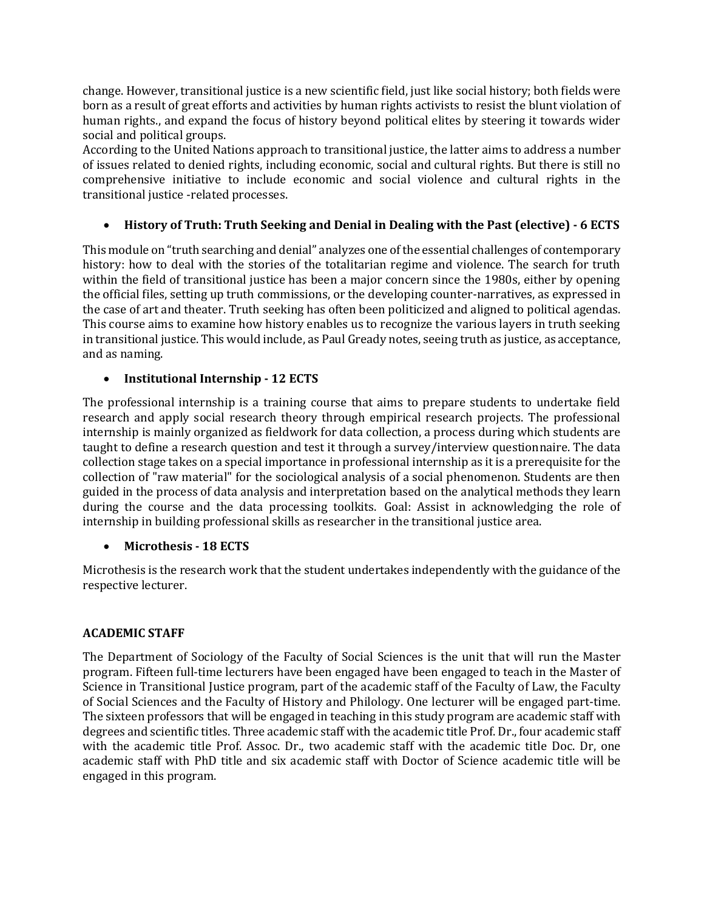change. However, transitional justice is a new scientific field, just like social history; both fields were born as a result of great efforts and activities by human rights activists to resist the blunt violation of human rights., and expand the focus of history beyond political elites by steering it towards wider social and political groups.
According to the United Nations approach to transitional justice, the latter aims to address a number of issues related to denied rights, including economic, social and cultural rights. But there is still no comprehensive initiative to include economic and social violence and cultural rights in the transitional justice -related processes.

- **History of Truth: Truth Seeking and Denial in Dealing with the Past (elective) - 6 ECTS**

This module on "truth searching and denial" analyzes one of the essential challenges of contemporary history: how to deal with the stories of the totalitarian regime and violence. The search for truth within the field of transitional justice has been a major concern since the 1980s, either by opening the official files, setting up truth commissions, or the developing counter-narratives, as expressed in the case of art and theater. Truth seeking has often been politicized and aligned to political agendas. This course aims to examine how history enables us to recognize the various layers in truth seeking in transitional justice. This would include, as Paul Gready notes, seeing truth as justice, as acceptance, and as naming.

- **Institutional Internship - 12 ECTS**

The professional internship is a training course that aims to prepare students to undertake field research and apply social research theory through empirical research projects. The professional internship is mainly organized as fieldwork for data collection, a process during which students are taught to define a research question and test it through a survey/interview questionnaire. The data collection stage takes on a special importance in professional internship as it is a prerequisite for the collection of "raw material" for the sociological analysis of a social phenomenon. Students are then guided in the process of data analysis and interpretation based on the analytical methods they learn during the course and the data processing toolkits. Goal: Assist in acknowledging the role of internship in building professional skills as researcher in the transitional justice area.

- **Microthesis - 18 ECTS**

Microthesis is the research work that the student undertakes independently with the guidance of the respective lecturer.

**ACADEMIC STAFF**

The Department of Sociology of the Faculty of Social Sciences is the unit that will run the Master program. Fifteen full-time lecturers have been engaged have been engaged to teach in the Master of Science in Transitional Justice program, part of the academic staff of the Faculty of Law, the Faculty of Social Sciences and the Faculty of History and Philology. One lecturer will be engaged part-time. The sixteen professors that will be engaged in teaching in this study program are academic staff with degrees and scientific titles. Three academic staff with the academic title Prof. Dr., four academic staff with the academic title Prof. Assoc. Dr., two academic staff with the academic title Doc. Dr, one academic staff with PhD title and six academic staff with Doctor of Science academic title will be engaged in this program.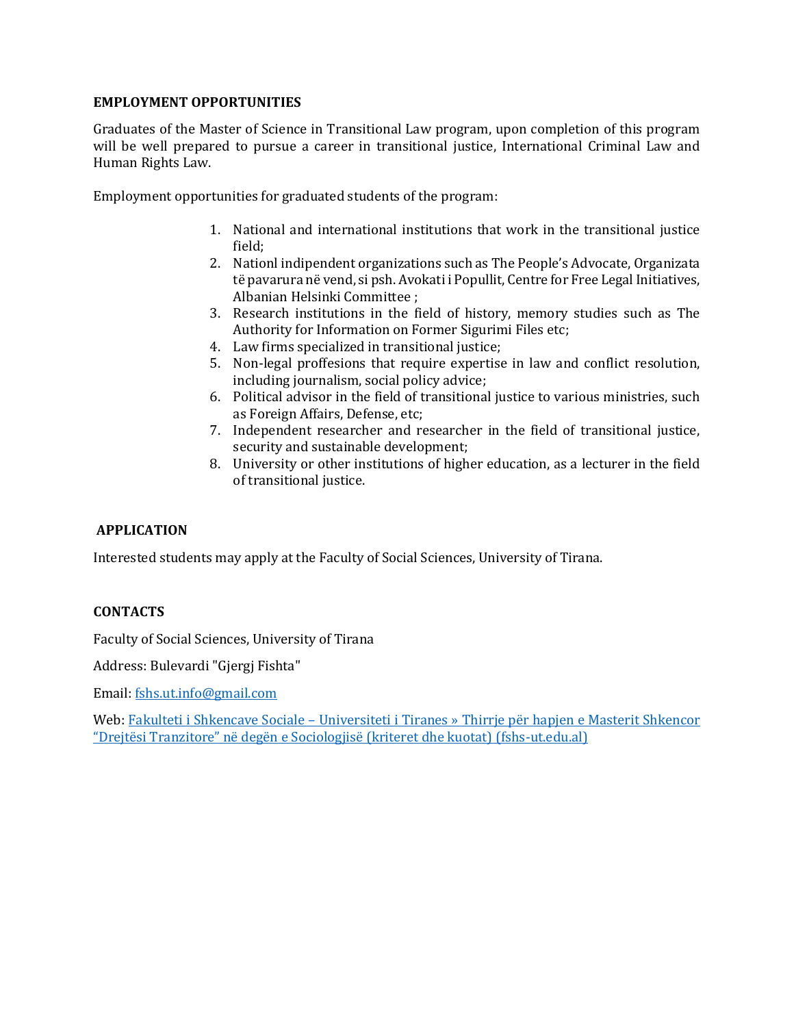## EMPLOYMENT OPPORTUNITIES

Graduates of the Master of Science in Transitional Law program, upon completion of this program will be well prepared to pursue a career in transitional justice, International Criminal Law and Human Rights Law.

Employment opportunities for graduated students of the program:

1. National and international institutions that work in the transitional justice field;
2. Nationl indipendent organizations such as The People's Advocate, Organizata të pavarura në vend, si psh. Avokati i Popullit, Centre for Free Legal Initiatives, Albanian Helsinki Committee ;
3. Research institutions in the field of history, memory studies such as The Authority for Information on Former Sigurimi Files etc;
4. Law firms specialized in transitional justice;
5. Non-legal proffesions that require expertise in law and conflict resolution, including journalism, social policy advice;
6. Political advisor in the field of transitional justice to various ministries, such as Foreign Affairs, Defense, etc;
7. Independent researcher and researcher in the field of transitional justice, security and sustainable development;
8. University or other institutions of higher education, as a lecturer in the field of transitional justice.

## APPLICATION

Interested students may apply at the Faculty of Social Sciences, University of Tirana.

## CONTACTS

Faculty of Social Sciences, University of Tirana

Address: Bulevardi "Gjergj Fishta"

Email: fshs.ut.info@gmail.com

Web: Fakulteti i Shkencave Sociale – Universiteti i Tiranes » Thirrje për hapjen e Masterit Shkencor "Drejtësi Tranzitore" në degën e Sociologjisë (kriteret dhe kuotat) (fshs-ut.edu.al)